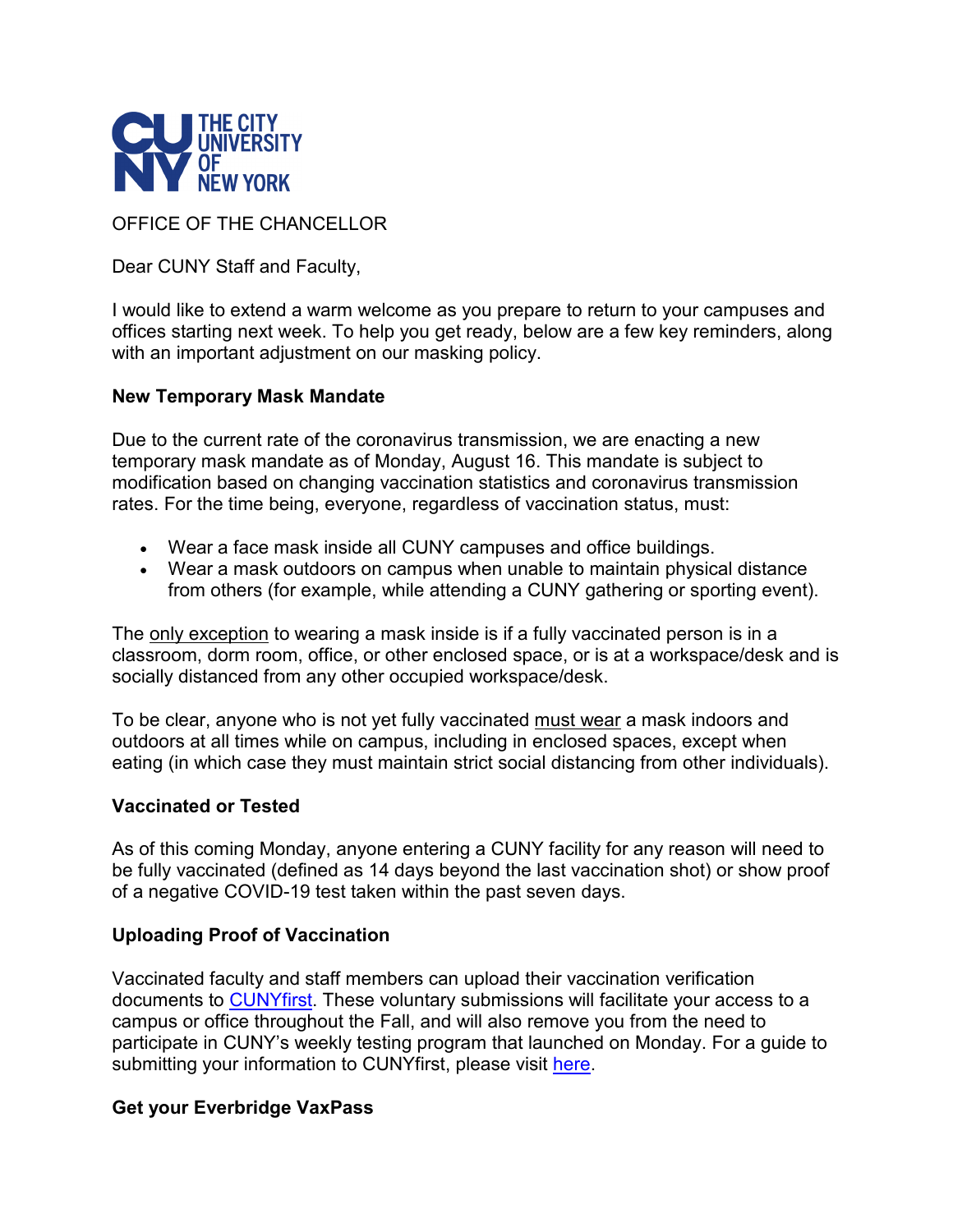THE CITY UNIVERSITY OF NEW YORK

OFFICE OF THE CHANCELLOR

Dear CUNY Staff and Faculty,

I would like to extend a warm welcome as you prepare to return to your campuses and offices starting next week. To help you get ready, below are a few key reminders, along with an important adjustment on our masking policy.

**New Temporary Mask Mandate**

Due to the current rate of the coronavirus transmission, we are enacting a new temporary mask mandate as of Monday, August 16. This mandate is subject to modification based on changing vaccination statistics and coronavirus transmission rates. For the time being, everyone, regardless of vaccination status, must:

- Wear a face mask inside all CUNY campuses and office buildings.
- Wear a mask outdoors on campus when unable to maintain physical distance from others (for example, while attending a CUNY gathering or sporting event).

The only exception to wearing a mask inside is if a fully vaccinated person is in a classroom, dorm room, office, or other enclosed space, or is at a workspace/desk and is socially distanced from any other occupied workspace/desk.

To be clear, anyone who is not yet fully vaccinated must wear a mask indoors and outdoors at all times while on campus, including in enclosed spaces, except when eating (in which case they must maintain strict social distancing from other individuals).

**Vaccinated or Tested**

As of this coming Monday, anyone entering a CUNY facility for any reason will need to be fully vaccinated (defined as 14 days beyond the last vaccination shot) or show proof of a negative COVID-19 test taken within the past seven days.

**Uploading Proof of Vaccination**

Vaccinated faculty and staff members can upload their vaccination verification documents to CUNYfirst. These voluntary submissions will facilitate your access to a campus or office throughout the Fall, and will also remove you from the need to participate in CUNY's weekly testing program that launched on Monday. For a guide to submitting your information to CUNYfirst, please visit here.

**Get your Everbridge VaxPass**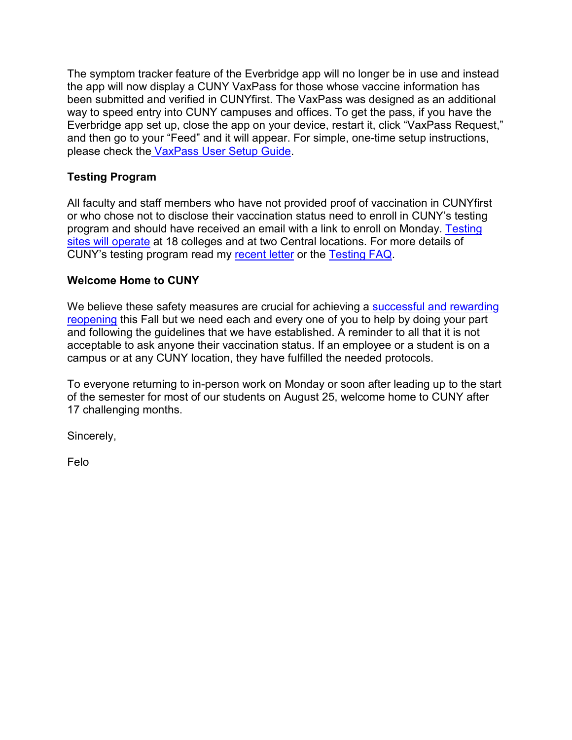The symptom tracker feature of the Everbridge app will no longer be in use and instead the app will now display a CUNY VaxPass for those whose vaccine information has been submitted and verified in CUNYfirst. The VaxPass was designed as an additional way to speed entry into CUNY campuses and offices. To get the pass, if you have the Everbridge app set up, close the app on your device, restart it, click "VaxPass Request," and then go to your "Feed" and it will appear. For simple, one-time setup instructions, please check the VaxPass User Setup Guide.

**Testing Program**

All faculty and staff members who have not provided proof of vaccination in CUNYfirst or who chose not to disclose their vaccination status need to enroll in CUNY's testing program and should have received an email with a link to enroll on Monday. Testing sites will operate at 18 colleges and at two Central locations. For more details of CUNY's testing program read my recent letter or the Testing FAQ.

**Welcome Home to CUNY**

We believe these safety measures are crucial for achieving a successful and rewarding reopening this Fall but we need each and every one of you to help by doing your part and following the guidelines that we have established. A reminder to all that it is not acceptable to ask anyone their vaccination status. If an employee or a student is on a campus or at any CUNY location, they have fulfilled the needed protocols.

To everyone returning to in-person work on Monday or soon after leading up to the start of the semester for most of our students on August 25, welcome home to CUNY after 17 challenging months.

Sincerely,

Felo